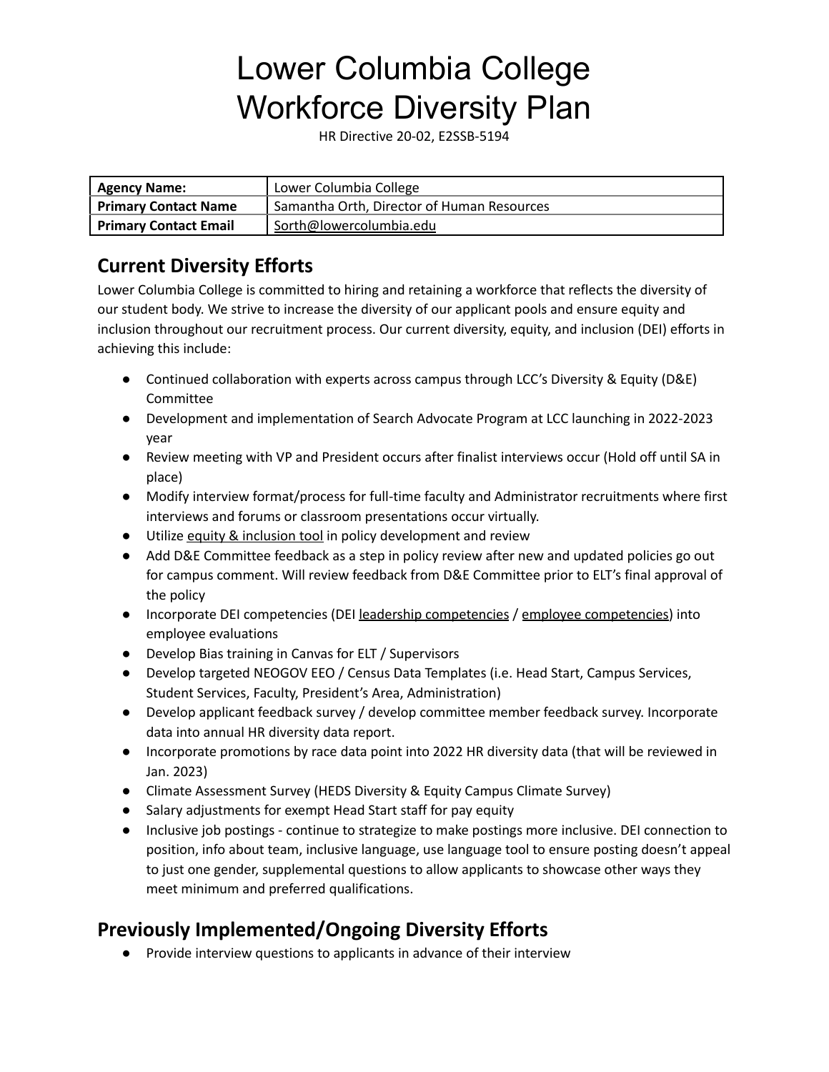# Lower Columbia College Workforce Diversity Plan

HR Directive 20-02, E2SSB-5194

| Agency Name: | Lower Columbia College |
|---|---|
| **Primary Contact Name** | Samantha Orth, Director of Human Resources |
| **Primary Contact Email** | Sorth@lowercolumbia.edu |

## Current Diversity Efforts

Lower Columbia College is committed to hiring and retaining a workforce that reflects the diversity of our student body. We strive to increase the diversity of our applicant pools and ensure equity and inclusion throughout our recruitment process. Our current diversity, equity, and inclusion (DEI) efforts in achieving this include:

- Continued collaboration with experts across campus through LCC's Diversity & Equity (D&E) Committee
- Development and implementation of Search Advocate Program at LCC launching in 2022-2023 year
- Review meeting with VP and President occurs after finalist interviews occur (Hold off until SA in place)
- Modify interview format/process for full-time faculty and Administrator recruitments where first interviews and forums or classroom presentations occur virtually.
- Utilize equity & inclusion tool in policy development and review
- Add D&E Committee feedback as a step in policy review after new and updated policies go out for campus comment. Will review feedback from D&E Committee prior to ELT's final approval of the policy
- Incorporate DEI competencies (DEI leadership competencies / employee competencies) into employee evaluations
- Develop Bias training in Canvas for ELT / Supervisors
- Develop targeted NEOGOV EEO / Census Data Templates (i.e. Head Start, Campus Services, Student Services, Faculty, President's Area, Administration)
- Develop applicant feedback survey / develop committee member feedback survey. Incorporate data into annual HR diversity data report.
- Incorporate promotions by race data point into 2022 HR diversity data (that will be reviewed in Jan. 2023)
- Climate Assessment Survey (HEDS Diversity & Equity Campus Climate Survey)
- Salary adjustments for exempt Head Start staff for pay equity
- Inclusive job postings - continue to strategize to make postings more inclusive. DEI connection to position, info about team, inclusive language, use language tool to ensure posting doesn't appeal to just one gender, supplemental questions to allow applicants to showcase other ways they meet minimum and preferred qualifications.

## Previously Implemented/Ongoing Diversity Efforts

- Provide interview questions to applicants in advance of their interview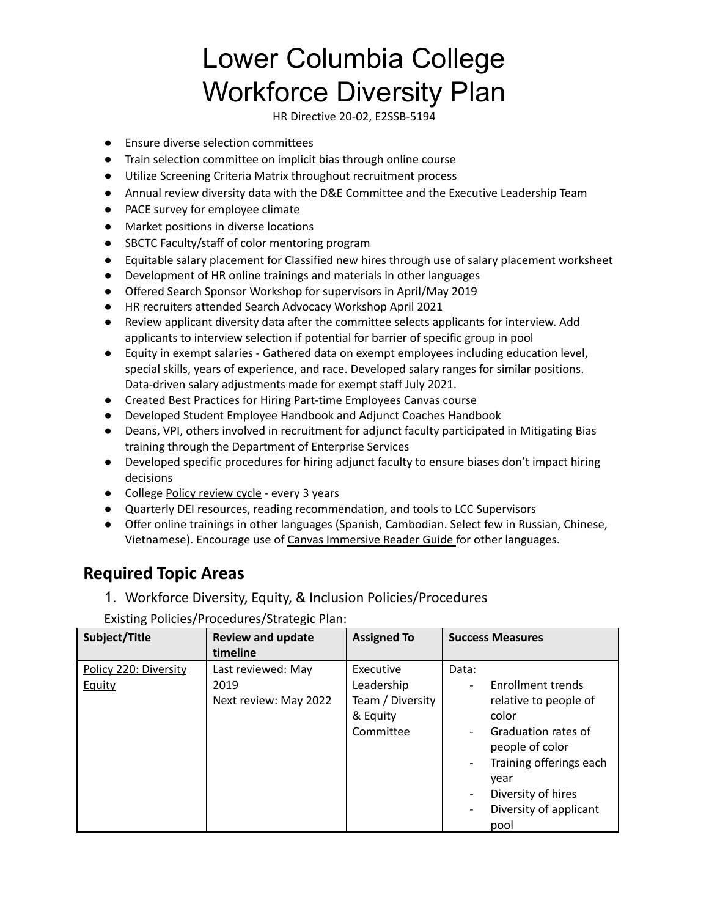# Lower Columbia College Workforce Diversity Plan

HR Directive 20-02, E2SSB-5194

- Ensure diverse selection committees
- Train selection committee on implicit bias through online course
- Utilize Screening Criteria Matrix throughout recruitment process
- Annual review diversity data with the D&E Committee and the Executive Leadership Team
- PACE survey for employee climate
- Market positions in diverse locations
- SBCTC Faculty/staff of color mentoring program
- Equitable salary placement for Classified new hires through use of salary placement worksheet
- Development of HR online trainings and materials in other languages
- Offered Search Sponsor Workshop for supervisors in April/May 2019
- HR recruiters attended Search Advocacy Workshop April 2021
- Review applicant diversity data after the committee selects applicants for interview. Add applicants to interview selection if potential for barrier of specific group in pool
- Equity in exempt salaries - Gathered data on exempt employees including education level, special skills, years of experience, and race. Developed salary ranges for similar positions. Data-driven salary adjustments made for exempt staff July 2021.
- Created Best Practices for Hiring Part-time Employees Canvas course
- Developed Student Employee Handbook and Adjunct Coaches Handbook
- Deans, VPI, others involved in recruitment for adjunct faculty participated in Mitigating Bias training through the Department of Enterprise Services
- Developed specific procedures for hiring adjunct faculty to ensure biases don't impact hiring decisions
- College Policy review cycle - every 3 years
- Quarterly DEI resources, reading recommendation, and tools to LCC Supervisors
- Offer online trainings in other languages (Spanish, Cambodian. Select few in Russian, Chinese, Vietnamese). Encourage use of Canvas Immersive Reader Guide for other languages.

## Required Topic Areas

1. Workforce Diversity, Equity, & Inclusion Policies/Procedures

Existing Policies/Procedures/Strategic Plan:

| Subject/Title | Review and update timeline | Assigned To | Success Measures |
|---|---|---|---|
| Policy 220: Diversity Equity | Last reviewed: May 2019<br>Next review: May 2022 | Executive Leadership Team / Diversity & Equity Committee | Data:<br>- Enrollment trends relative to people of color<br>- Graduation rates of people of color<br>- Training offerings each year<br>- Diversity of hires<br>- Diversity of applicant pool |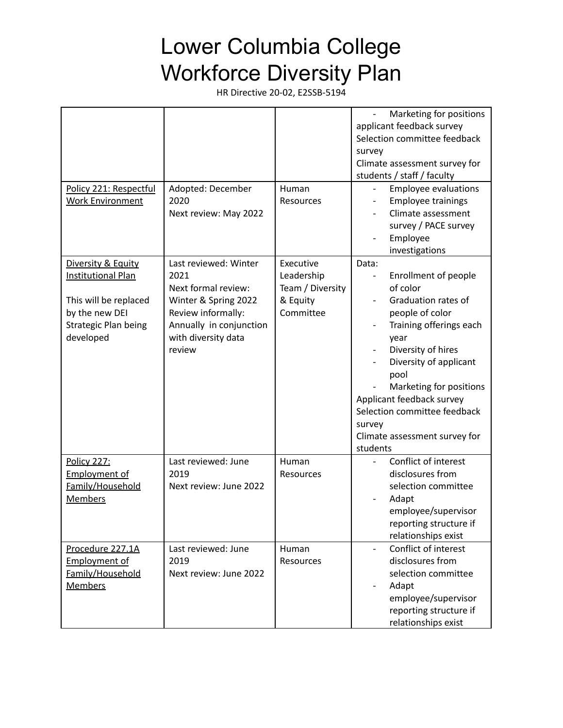# Lower Columbia College Workforce Diversity Plan

HR Directive 20-02, E2SSB-5194

| | | | |
|---|---|---|---|
| | | | - Marketing for positions<br>applicant feedback survey<br>Selection committee feedback survey<br>Climate assessment survey for students / staff / faculty |
| Policy 221: Respectful Work Environment | Adopted: December 2020<br>Next review: May 2022 | Human Resources | - Employee evaluations<br>- Employee trainings<br>- Climate assessment survey / PACE survey<br>- Employee investigations |
| Diversity & Equity Institutional Plan<br><br>This will be replaced by the new DEI Strategic Plan being developed | Last reviewed: Winter 2021<br>Next formal review: Winter & Spring 2022<br>Review informally: Annually in conjunction with diversity data review | Executive Leadership Team / Diversity & Equity Committee | Data:<br>- Enrollment of people of color<br>- Graduation rates of people of color<br>- Training offerings each year<br>- Diversity of hires<br>- Diversity of applicant pool<br>- Marketing for positions<br>Applicant feedback survey<br>Selection committee feedback survey<br>Climate assessment survey for students |
| Policy 227: Employment of Family/Household Members | Last reviewed: June 2019<br>Next review: June 2022 | Human Resources | - Conflict of interest disclosures from selection committee<br>- Adapt employee/supervisor reporting structure if relationships exist |
| Procedure 227.1A Employment of Family/Household Members | Last reviewed: June 2019<br>Next review: June 2022 | Human Resources | - Conflict of interest disclosures from selection committee<br>- Adapt employee/supervisor reporting structure if relationships exist |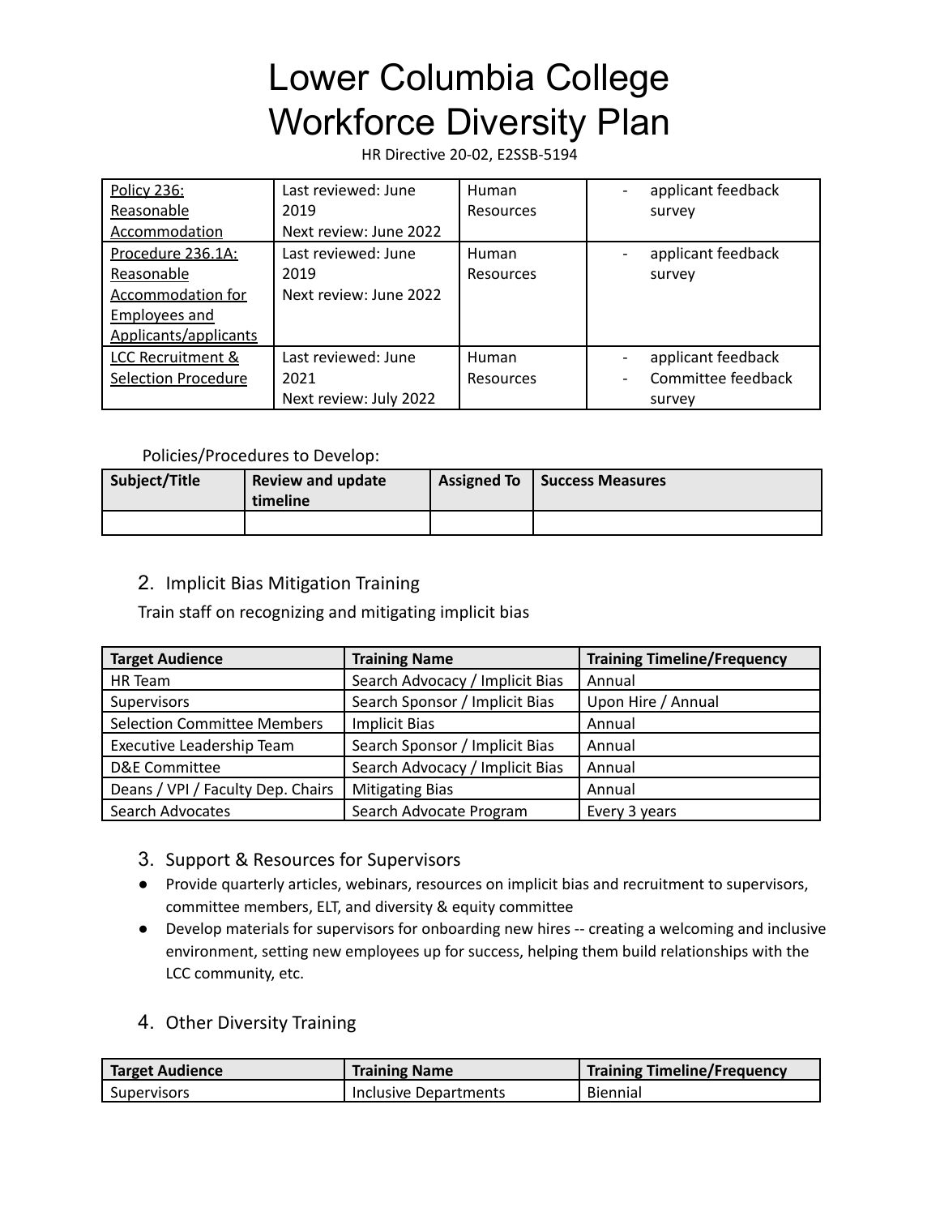# Lower Columbia College Workforce Diversity Plan

HR Directive 20-02, E2SSB-5194

| | | | |
|---|---|---|---|
| Policy 236: Reasonable Accommodation | Last reviewed: June 2019<br>Next review: June 2022 | Human Resources | - applicant feedback survey |
| Procedure 236.1A: Reasonable Accommodation for Employees and Applicants/applicants | Last reviewed: June 2019<br>Next review: June 2022 | Human Resources | - applicant feedback survey |
| LCC Recruitment & Selection Procedure | Last reviewed: June 2021<br>Next review: July 2022 | Human Resources | - applicant feedback<br>- Committee feedback survey |

Policies/Procedures to Develop:

| Subject/Title | Review and update timeline | Assigned To | Success Measures |
|---|---|---|---|
| | | | |

2. Implicit Bias Mitigation Training

Train staff on recognizing and mitigating implicit bias

| Target Audience | Training Name | Training Timeline/Frequency |
|---|---|---|
| HR Team | Search Advocacy / Implicit Bias | Annual |
| Supervisors | Search Sponsor / Implicit Bias | Upon Hire / Annual |
| Selection Committee Members | Implicit Bias | Annual |
| Executive Leadership Team | Search Sponsor / Implicit Bias | Annual |
| D&E Committee | Search Advocacy / Implicit Bias | Annual |
| Deans / VPI / Faculty Dep. Chairs | Mitigating Bias | Annual |
| Search Advocates | Search Advocate Program | Every 3 years |

3. Support & Resources for Supervisors

- Provide quarterly articles, webinars, resources on implicit bias and recruitment to supervisors, committee members, ELT, and diversity & equity committee
- Develop materials for supervisors for onboarding new hires -- creating a welcoming and inclusive environment, setting new employees up for success, helping them build relationships with the LCC community, etc.

4. Other Diversity Training

| Target Audience | Training Name | Training Timeline/Frequency |
|---|---|---|
| Supervisors | Inclusive Departments | Biennial |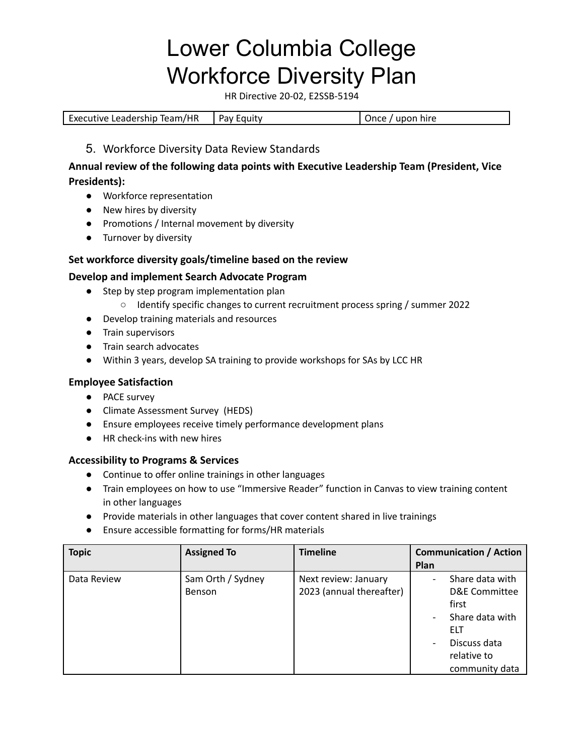| Executive Leadership Team/HR | Pay Equity | Once / upon hire |
|---|---|---|

5. Workforce Diversity Data Review Standards

**Annual review of the following data points with Executive Leadership Team (President, Vice Presidents):**

- Workforce representation
- New hires by diversity
- Promotions / Internal movement by diversity
- Turnover by diversity

**Set workforce diversity goals/timeline based on the review**

**Develop and implement Search Advocate Program**

- Step by step program implementation plan
  - Identify specific changes to current recruitment process spring / summer 2022
- Develop training materials and resources
- Train supervisors
- Train search advocates
- Within 3 years, develop SA training to provide workshops for SAs by LCC HR

**Employee Satisfaction**

- PACE survey
- Climate Assessment Survey (HEDS)
- Ensure employees receive timely performance development plans
- HR check-ins with new hires

**Accessibility to Programs & Services**

- Continue to offer online trainings in other languages
- Train employees on how to use "Immersive Reader" function in Canvas to view training content in other languages
- Provide materials in other languages that cover content shared in live trainings
- Ensure accessible formatting for forms/HR materials

| Topic | Assigned To | Timeline | Communication / Action Plan |
|---|---|---|---|
| Data Review | Sam Orth / Sydney Benson | Next review: January 2023 (annual thereafter) | - Share data with D&E Committee first<br>- Share data with ELT<br>- Discuss data relative to community data |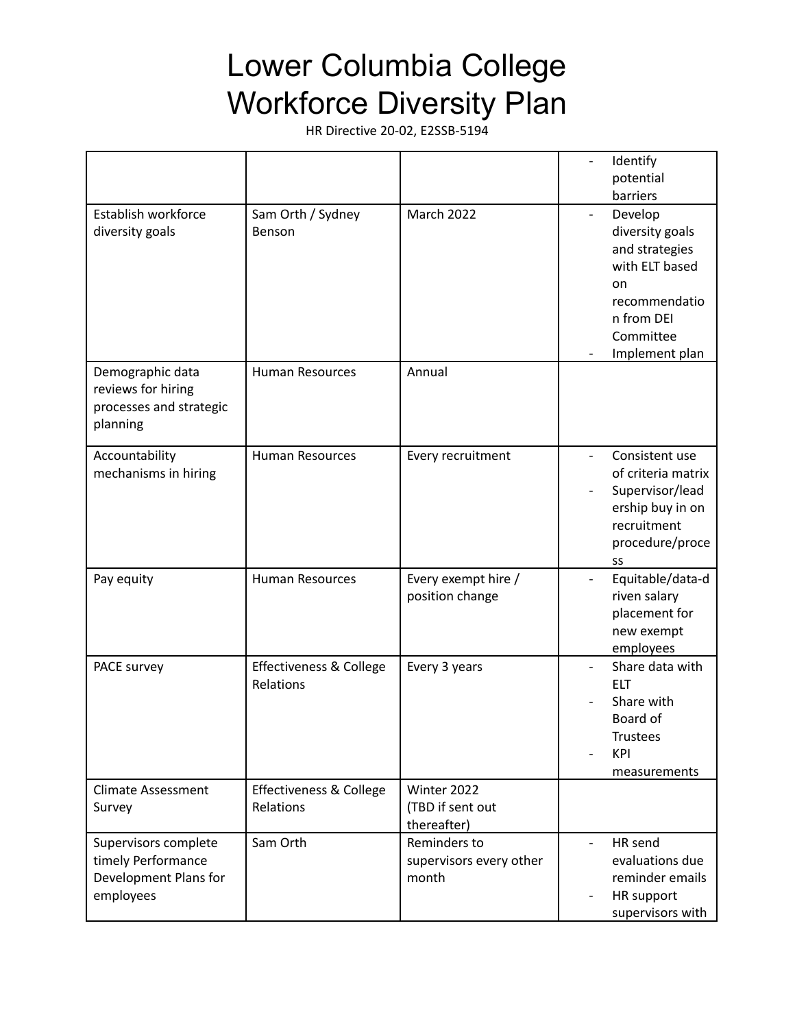# Lower Columbia College
# Workforce Diversity Plan

HR Directive 20-02, E2SSB-5194

| | | | |
|---|---|---|---|
| | | | - Identify potential barriers |
| Establish workforce diversity goals | Sam Orth / Sydney Benson | March 2022 | - Develop diversity goals and strategies with ELT based on recommendation from DEI Committee<br>- Implement plan |
| Demographic data reviews for hiring processes and strategic planning | Human Resources | Annual | |
| Accountability mechanisms in hiring | Human Resources | Every recruitment | - Consistent use of criteria matrix<br>- Supervisor/leadership buy in on recruitment procedure/process |
| Pay equity | Human Resources | Every exempt hire / position change | - Equitable/data-driven salary placement for new exempt employees |
| PACE survey | Effectiveness & College Relations | Every 3 years | - Share data with ELT<br>- Share with Board of Trustees<br>- KPI measurements |
| Climate Assessment Survey | Effectiveness & College Relations | Winter 2022 (TBD if sent out thereafter) | |
| Supervisors complete timely Performance Development Plans for employees | Sam Orth | Reminders to supervisors every other month | - HR send evaluations due reminder emails<br>- HR support supervisors with |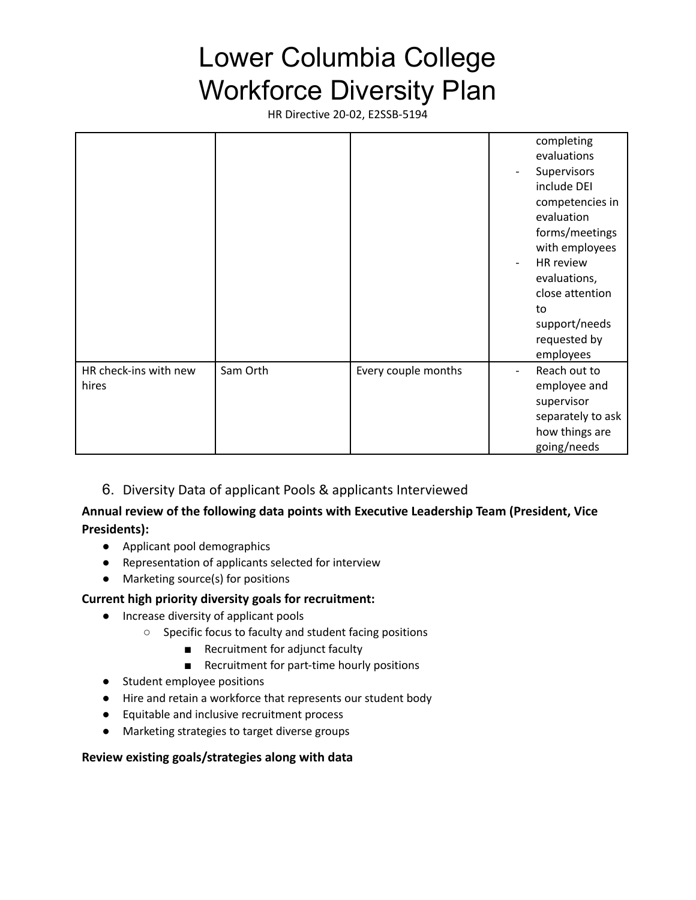| | | | |
|---|---|---|---|
| | | | completing evaluations<br>- Supervisors include DEI competencies in evaluation forms/meetings with employees<br>- HR review evaluations, close attention to support/needs requested by employees |
| HR check-ins with new hires | Sam Orth | Every couple months | - Reach out to employee and supervisor separately to ask how things are going/needs |

6. Diversity Data of applicant Pools & applicants Interviewed

**Annual review of the following data points with Executive Leadership Team (President, Vice Presidents):**

- Applicant pool demographics
- Representation of applicants selected for interview
- Marketing source(s) for positions

**Current high priority diversity goals for recruitment:**

- Increase diversity of applicant pools
  - Specific focus to faculty and student facing positions
    - Recruitment for adjunct faculty
    - Recruitment for part-time hourly positions
- Student employee positions
- Hire and retain a workforce that represents our student body
- Equitable and inclusive recruitment process
- Marketing strategies to target diverse groups

**Review existing goals/strategies along with data**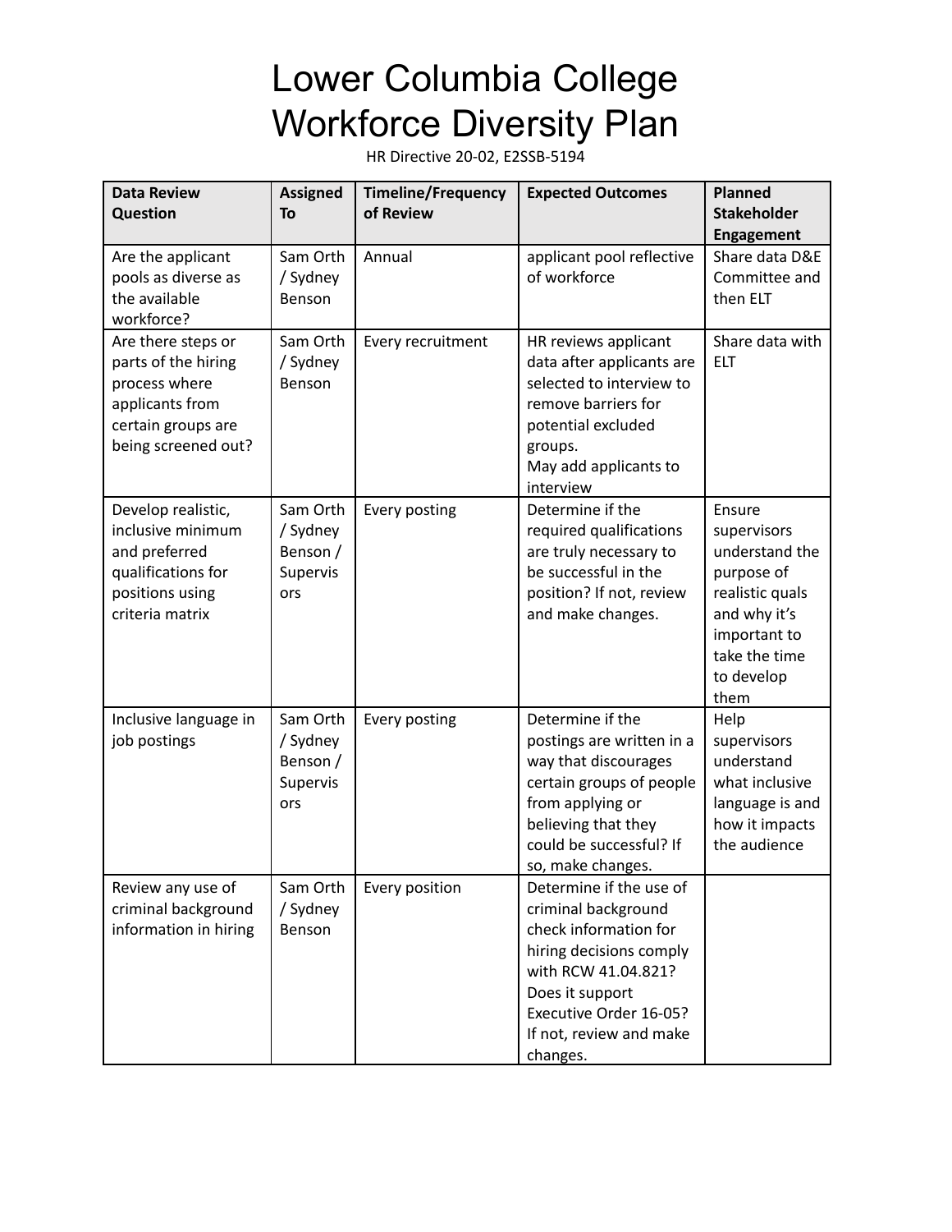# Lower Columbia College Workforce Diversity Plan

HR Directive 20-02, E2SSB-5194

| Data Review Question | Assigned To | Timeline/Frequency of Review | Expected Outcomes | Planned Stakeholder Engagement |
|---|---|---|---|---|
| Are the applicant pools as diverse as the available workforce? | Sam Orth / Sydney Benson | Annual | applicant pool reflective of workforce | Share data D&E Committee and then ELT |
| Are there steps or parts of the hiring process where applicants from certain groups are being screened out? | Sam Orth / Sydney Benson | Every recruitment | HR reviews applicant data after applicants are selected to interview to remove barriers for potential excluded groups. May add applicants to interview | Share data with ELT |
| Develop realistic, inclusive minimum and preferred qualifications for positions using criteria matrix | Sam Orth / Sydney Benson / Supervisors | Every posting | Determine if the required qualifications are truly necessary to be successful in the position? If not, review and make changes. | Ensure supervisors understand the purpose of realistic quals and why it's important to take the time to develop them |
| Inclusive language in job postings | Sam Orth / Sydney Benson / Supervisors | Every posting | Determine if the postings are written in a way that discourages certain groups of people from applying or believing that they could be successful? If so, make changes. | Help supervisors understand what inclusive language is and how it impacts the audience |
| Review any use of criminal background information in hiring | Sam Orth / Sydney Benson | Every position | Determine if the use of criminal background check information for hiring decisions comply with RCW 41.04.821? Does it support Executive Order 16-05? If not, review and make changes. | |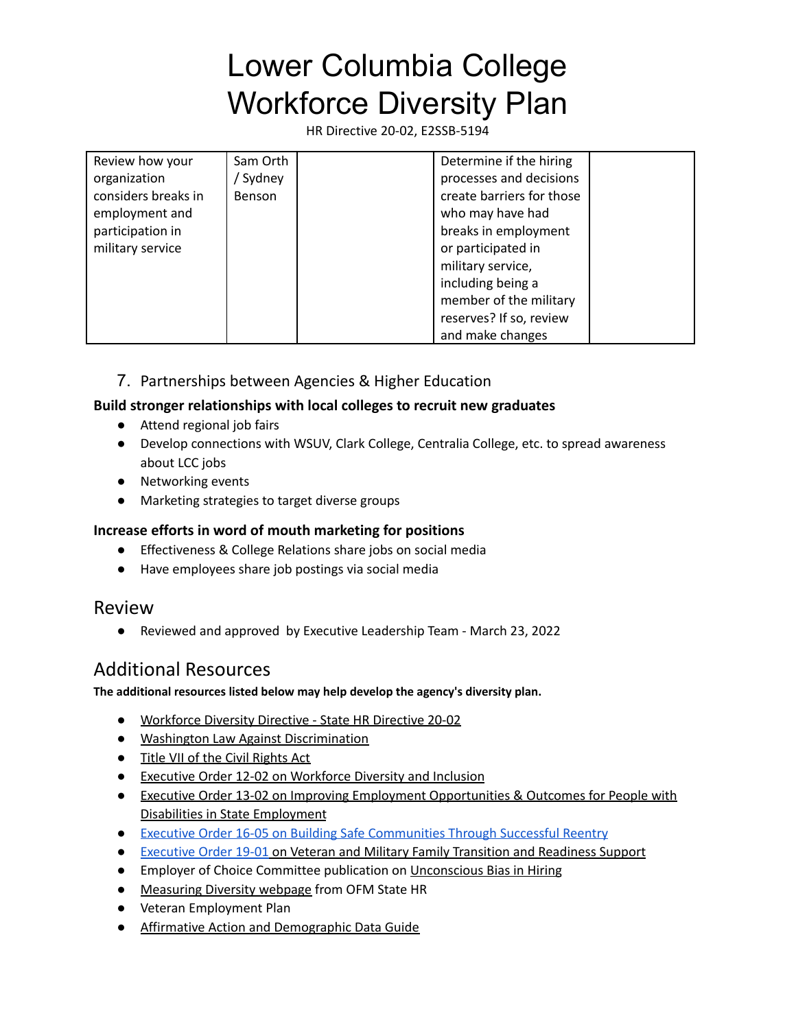# Lower Columbia College Workforce Diversity Plan

HR Directive 20-02, E2SSB-5194

| | | | | |
|---|---|---|---|---|
| Review how your organization considers breaks in employment and participation in military service | Sam Orth / Sydney Benson | | Determine if the hiring processes and decisions create barriers for those who may have had breaks in employment or participated in military service, including being a member of the military reserves? If so, review and make changes | |

7. Partnerships between Agencies & Higher Education

**Build stronger relationships with local colleges to recruit new graduates**

- Attend regional job fairs
- Develop connections with WSUV, Clark College, Centralia College, etc. to spread awareness about LCC jobs
- Networking events
- Marketing strategies to target diverse groups

**Increase efforts in word of mouth marketing for positions**

- Effectiveness & College Relations share jobs on social media
- Have employees share job postings via social media

## Review

- Reviewed and approved by Executive Leadership Team - March 23, 2022

## Additional Resources

**The additional resources listed below may help develop the agency's diversity plan.**

- Workforce Diversity Directive - State HR Directive 20-02
- Washington Law Against Discrimination
- Title VII of the Civil Rights Act
- Executive Order 12-02 on Workforce Diversity and Inclusion
- Executive Order 13-02 on Improving Employment Opportunities & Outcomes for People with Disabilities in State Employment
- Executive Order 16-05 on Building Safe Communities Through Successful Reentry
- Executive Order 19-01 on Veteran and Military Family Transition and Readiness Support
- Employer of Choice Committee publication on Unconscious Bias in Hiring
- Measuring Diversity webpage from OFM State HR
- Veteran Employment Plan
- Affirmative Action and Demographic Data Guide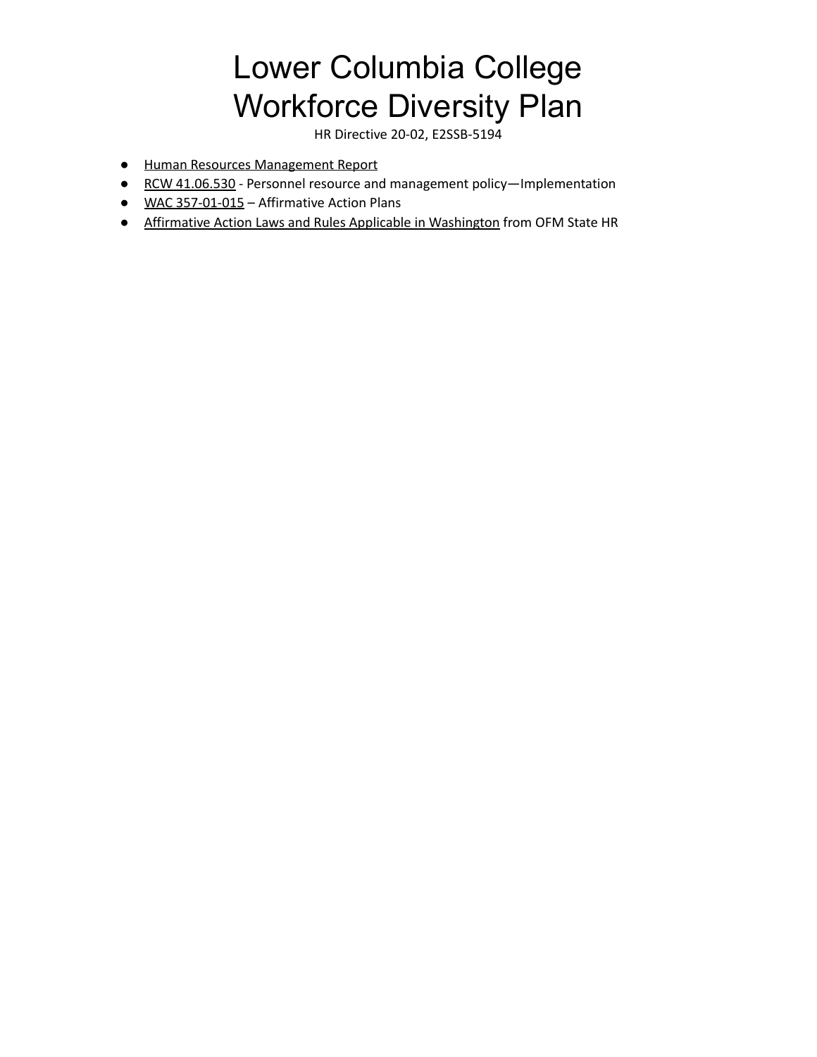# Lower Columbia College
# Workforce Diversity Plan

HR Directive 20-02, E2SSB-5194

- Human Resources Management Report
- RCW 41.06.530 - Personnel resource and management policy—Implementation
- WAC 357-01-015 – Affirmative Action Plans
- Affirmative Action Laws and Rules Applicable in Washington from OFM State HR